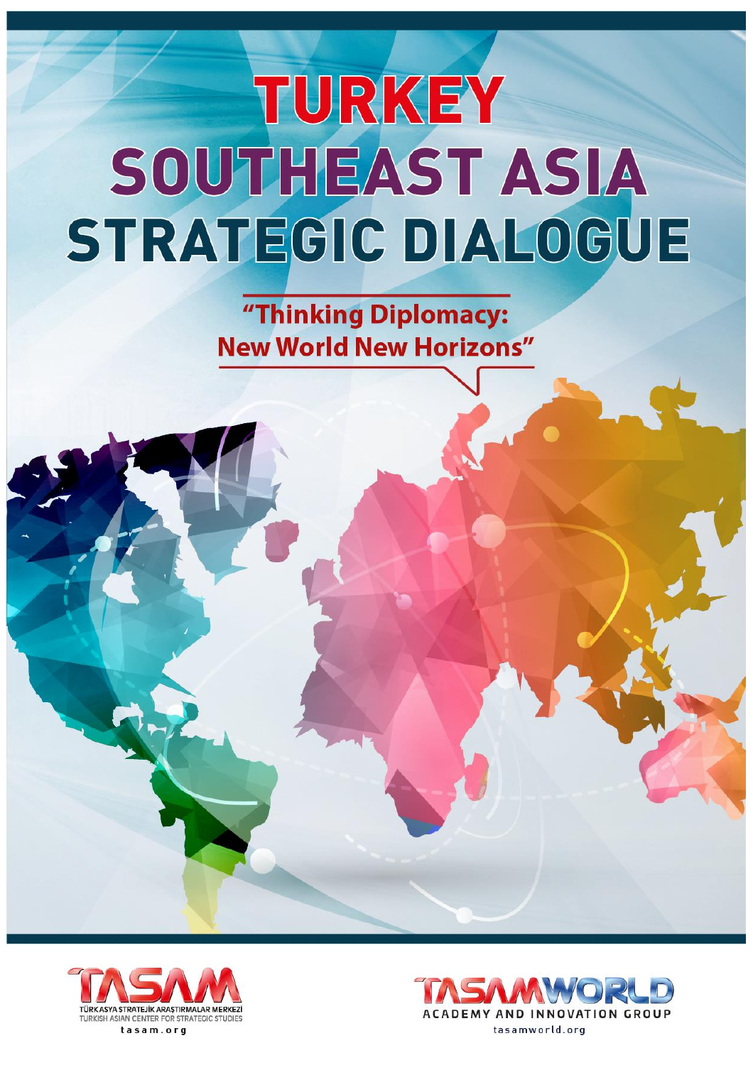# TURKEY SOUTHEAST ASIA STRATEGIC DIALOGUE

"Thinking Diplomacy: New World New Horizons"

TASAM
TÜRK ASYA STRATEJİK ARAŞTIRMALAR MERKEZİ
TURKISH ASIAN CENTER FOR STRATEGIC STUDIES
tasam.org

TASAMWORLD
ACADEMY AND INNOVATION GROUP
tasamworld.org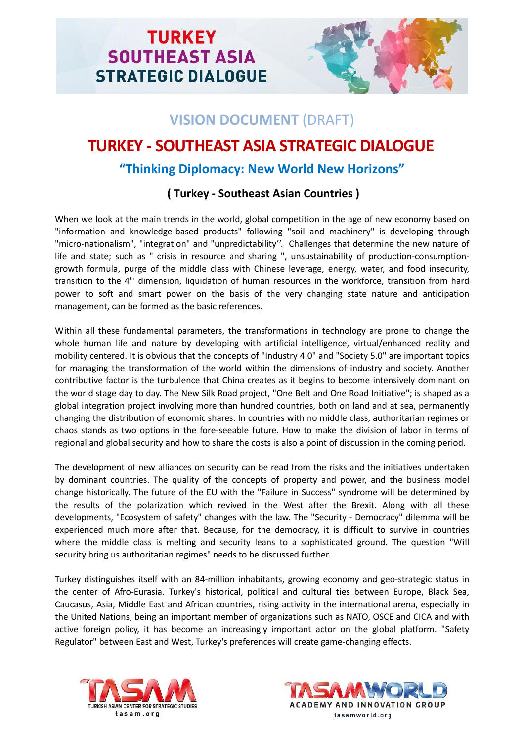# TURKEY SOUTHEAST ASIA STRATEGIC DIALOGUE

## VISION DOCUMENT (DRAFT)

# TURKEY - SOUTHEAST ASIA STRATEGIC DIALOGUE

### "Thinking Diplomacy: New World New Horizons"

### ( Turkey - Southeast Asian Countries )

When we look at the main trends in the world, global competition in the age of new economy based on "information and knowledge-based products" following "soil and machinery" is developing through "micro-nationalism", "integration" and "unpredictability''. Challenges that determine the new nature of life and state; such as " crisis in resource and sharing ", unsustainability of production-consumption-growth formula, purge of the middle class with Chinese leverage, energy, water, and food insecurity, transition to the 4th dimension, liquidation of human resources in the workforce, transition from hard power to soft and smart power on the basis of the very changing state nature and anticipation management, can be formed as the basic references.

Within all these fundamental parameters, the transformations in technology are prone to change the whole human life and nature by developing with artificial intelligence, virtual/enhanced reality and mobility centered. It is obvious that the concepts of "Industry 4.0" and "Society 5.0" are important topics for managing the transformation of the world within the dimensions of industry and society. Another contributive factor is the turbulence that China creates as it begins to become intensively dominant on the world stage day to day. The New Silk Road project, "One Belt and One Road Initiative"; is shaped as a global integration project involving more than hundred countries, both on land and at sea, permanently changing the distribution of economic shares. In countries with no middle class, authoritarian regimes or chaos stands as two options in the fore-seeable future. How to make the division of labor in terms of regional and global security and how to share the costs is also a point of discussion in the coming period.

The development of new alliances on security can be read from the risks and the initiatives undertaken by dominant countries. The quality of the concepts of property and power, and the business model change historically. The future of the EU with the "Failure in Success" syndrome will be determined by the results of the polarization which revived in the West after the Brexit. Along with all these developments, "Ecosystem of safety" changes with the law. The "Security - Democracy" dilemma will be experienced much more after that. Because, for the democracy, it is difficult to survive in countries where the middle class is melting and security leans to a sophisticated ground. The question "Will security bring us authoritarian regimes" needs to be discussed further.

Turkey distinguishes itself with an 84-million inhabitants, growing economy and geo-strategic status in the center of Afro-Eurasia. Turkey's historical, political and cultural ties between Europe, Black Sea, Caucasus, Asia, Middle East and African countries, rising activity in the international arena, especially in the United Nations, being an important member of organizations such as NATO, OSCE and CICA and with active foreign policy, it has become an increasingly important actor on the global platform. "Safety Regulator" between East and West, Turkey's preferences will create game-changing effects.

TASAM — TURKISH ASIAN CENTER FOR STRATEGIC STUDIES — tasam.org

TASAMWORLD — ACADEMY AND INNOVATION GROUP — tasamworld.org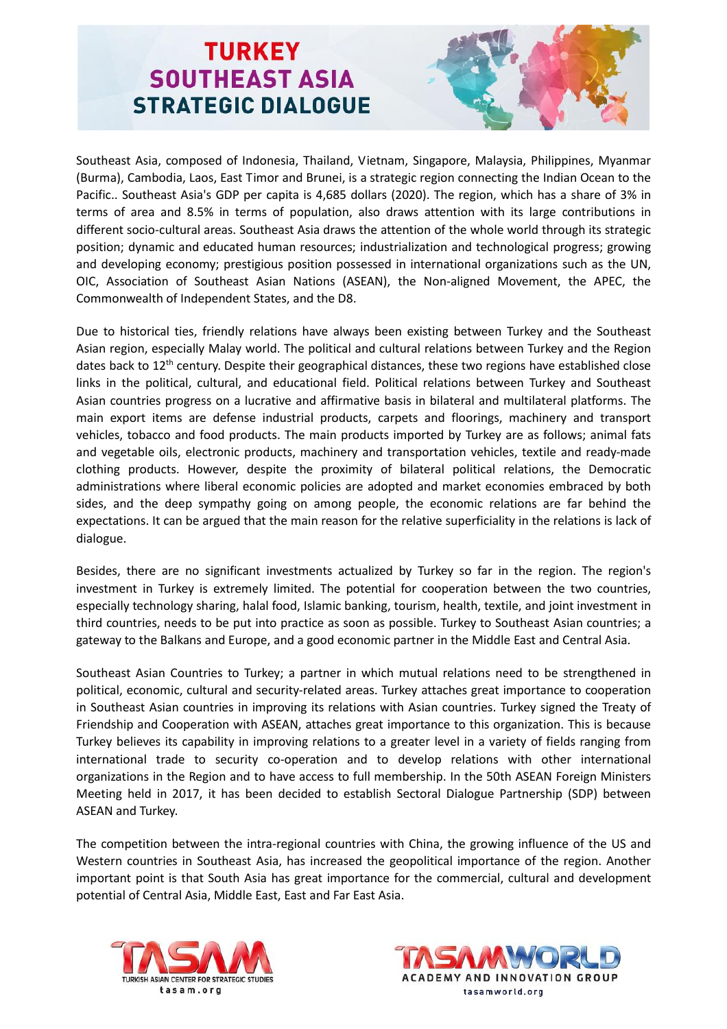Southeast Asia, composed of Indonesia, Thailand, Vietnam, Singapore, Malaysia, Philippines, Myanmar (Burma), Cambodia, Laos, East Timor and Brunei, is a strategic region connecting the Indian Ocean to the Pacific.. Southeast Asia's GDP per capita is 4,685 dollars (2020). The region, which has a share of 3% in terms of area and 8.5% in terms of population, also draws attention with its large contributions in different socio-cultural areas. Southeast Asia draws the attention of the whole world through its strategic position; dynamic and educated human resources; industrialization and technological progress; growing and developing economy; prestigious position possessed in international organizations such as the UN, OIC, Association of Southeast Asian Nations (ASEAN), the Non-aligned Movement, the APEC, the Commonwealth of Independent States, and the D8.

Due to historical ties, friendly relations have always been existing between Turkey and the Southeast Asian region, especially Malay world. The political and cultural relations between Turkey and the Region dates back to 12th century. Despite their geographical distances, these two regions have established close links in the political, cultural, and educational field. Political relations between Turkey and Southeast Asian countries progress on a lucrative and affirmative basis in bilateral and multilateral platforms. The main export items are defense industrial products, carpets and floorings, machinery and transport vehicles, tobacco and food products. The main products imported by Turkey are as follows; animal fats and vegetable oils, electronic products, machinery and transportation vehicles, textile and ready-made clothing products. However, despite the proximity of bilateral political relations, the Democratic administrations where liberal economic policies are adopted and market economies embraced by both sides, and the deep sympathy going on among people, the economic relations are far behind the expectations. It can be argued that the main reason for the relative superficiality in the relations is lack of dialogue.

Besides, there are no significant investments actualized by Turkey so far in the region. The region's investment in Turkey is extremely limited. The potential for cooperation between the two countries, especially technology sharing, halal food, Islamic banking, tourism, health, textile, and joint investment in third countries, needs to be put into practice as soon as possible. Turkey to Southeast Asian countries; a gateway to the Balkans and Europe, and a good economic partner in the Middle East and Central Asia.

Southeast Asian Countries to Turkey; a partner in which mutual relations need to be strengthened in political, economic, cultural and security-related areas. Turkey attaches great importance to cooperation in Southeast Asian countries in improving its relations with Asian countries. Turkey signed the Treaty of Friendship and Cooperation with ASEAN, attaches great importance to this organization. This is because Turkey believes its capability in improving relations to a greater level in a variety of fields ranging from international trade to security co-operation and to develop relations with other international organizations in the Region and to have access to full membership. In the 50th ASEAN Foreign Ministers Meeting held in 2017, it has been decided to establish Sectoral Dialogue Partnership (SDP) between ASEAN and Turkey.

The competition between the intra-regional countries with China, the growing influence of the US and Western countries in Southeast Asia, has increased the geopolitical importance of the region. Another important point is that South Asia has great importance for the commercial, cultural and development potential of Central Asia, Middle East, East and Far East Asia.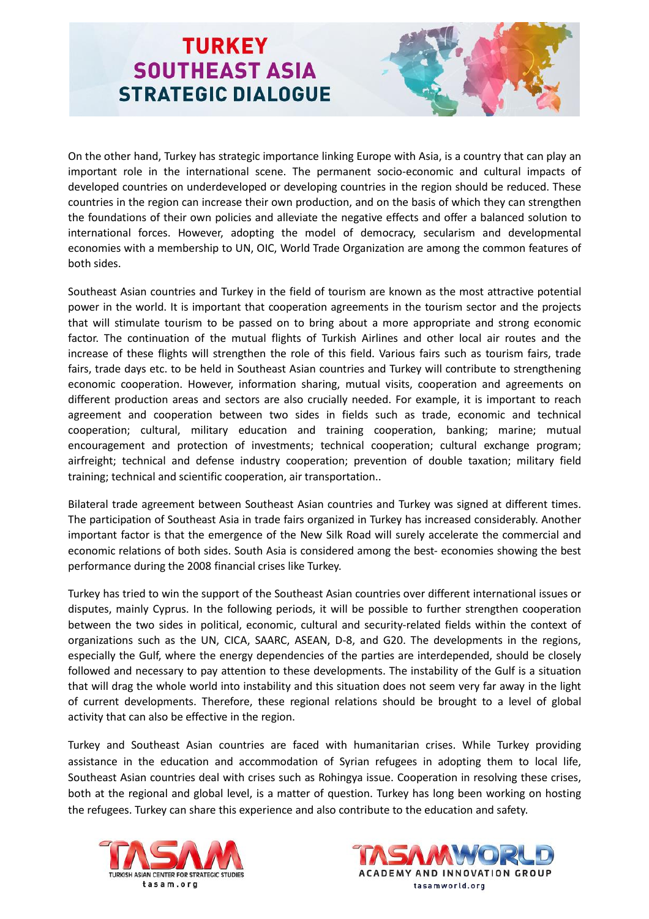On the other hand, Turkey has strategic importance linking Europe with Asia, is a country that can play an important role in the international scene. The permanent socio-economic and cultural impacts of developed countries on underdeveloped or developing countries in the region should be reduced. These countries in the region can increase their own production, and on the basis of which they can strengthen the foundations of their own policies and alleviate the negative effects and offer a balanced solution to international forces. However, adopting the model of democracy, secularism and developmental economies with a membership to UN, OIC, World Trade Organization are among the common features of both sides.

Southeast Asian countries and Turkey in the field of tourism are known as the most attractive potential power in the world. It is important that cooperation agreements in the tourism sector and the projects that will stimulate tourism to be passed on to bring about a more appropriate and strong economic factor. The continuation of the mutual flights of Turkish Airlines and other local air routes and the increase of these flights will strengthen the role of this field. Various fairs such as tourism fairs, trade fairs, trade days etc. to be held in Southeast Asian countries and Turkey will contribute to strengthening economic cooperation. However, information sharing, mutual visits, cooperation and agreements on different production areas and sectors are also crucially needed. For example, it is important to reach agreement and cooperation between two sides in fields such as trade, economic and technical cooperation; cultural, military education and training cooperation, banking; marine; mutual encouragement and protection of investments; technical cooperation; cultural exchange program; airfreight; technical and defense industry cooperation; prevention of double taxation; military field training; technical and scientific cooperation, air transportation..

Bilateral trade agreement between Southeast Asian countries and Turkey was signed at different times. The participation of Southeast Asia in trade fairs organized in Turkey has increased considerably. Another important factor is that the emergence of the New Silk Road will surely accelerate the commercial and economic relations of both sides. South Asia is considered among the best- economies showing the best performance during the 2008 financial crises like Turkey.

Turkey has tried to win the support of the Southeast Asian countries over different international issues or disputes, mainly Cyprus. In the following periods, it will be possible to further strengthen cooperation between the two sides in political, economic, cultural and security-related fields within the context of organizations such as the UN, CICA, SAARC, ASEAN, D-8, and G20. The developments in the regions, especially the Gulf, where the energy dependencies of the parties are interdepended, should be closely followed and necessary to pay attention to these developments. The instability of the Gulf is a situation that will drag the whole world into instability and this situation does not seem very far away in the light of current developments. Therefore, these regional relations should be brought to a level of global activity that can also be effective in the region.

Turkey and Southeast Asian countries are faced with humanitarian crises. While Turkey providing assistance in the education and accommodation of Syrian refugees in adopting them to local life, Southeast Asian countries deal with crises such as Rohingya issue. Cooperation in resolving these crises, both at the regional and global level, is a matter of question. Turkey has long been working on hosting the refugees. Turkey can share this experience and also contribute to the education and safety.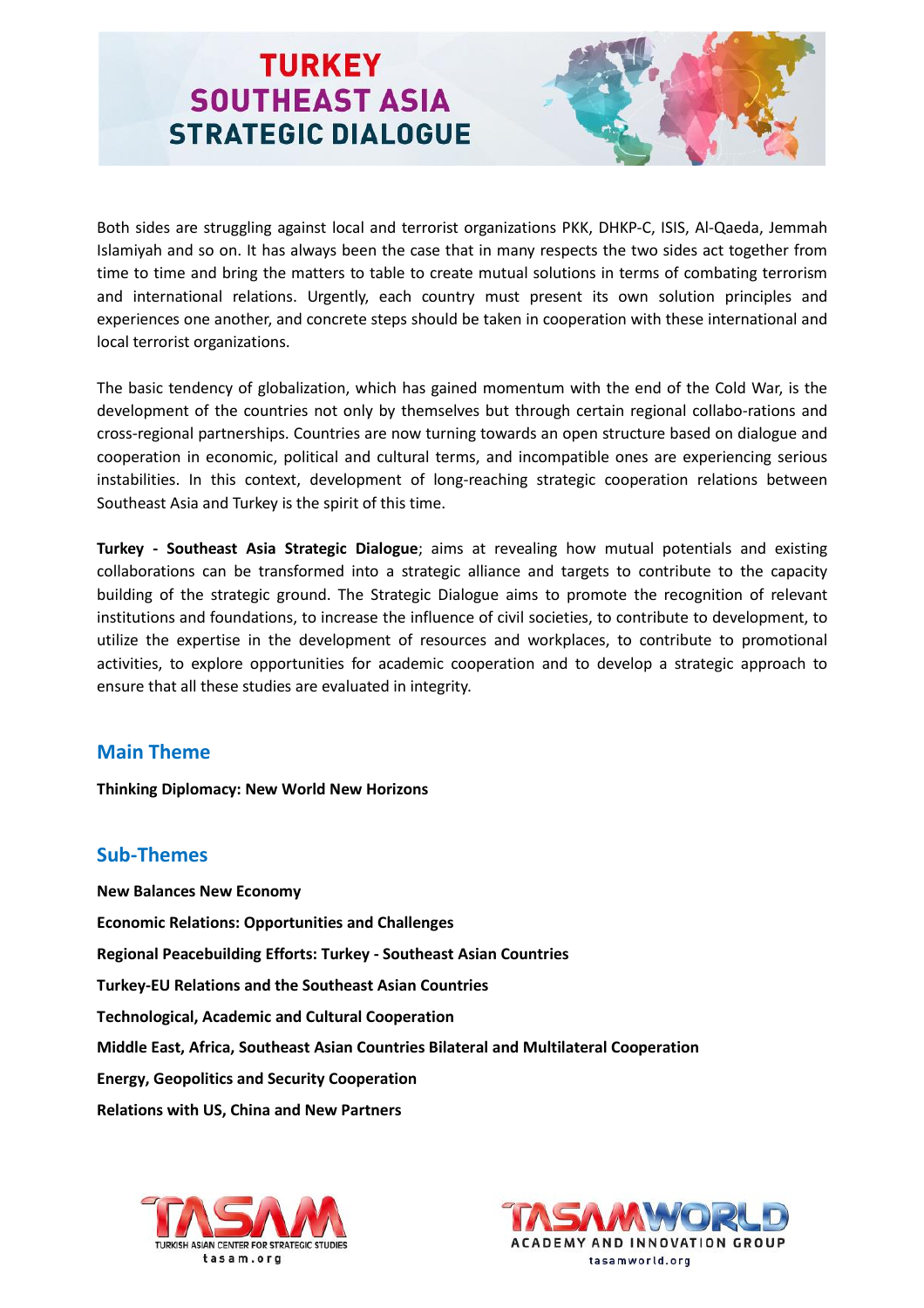Both sides are struggling against local and terrorist organizations PKK, DHKP-C, ISIS, Al-Qaeda, Jemmah Islamiyah and so on. It has always been the case that in many respects the two sides act together from time to time and bring the matters to table to create mutual solutions in terms of combating terrorism and international relations. Urgently, each country must present its own solution principles and experiences one another, and concrete steps should be taken in cooperation with these international and local terrorist organizations.

The basic tendency of globalization, which has gained momentum with the end of the Cold War, is the development of the countries not only by themselves but through certain regional collabo-rations and cross-regional partnerships. Countries are now turning towards an open structure based on dialogue and cooperation in economic, political and cultural terms, and incompatible ones are experiencing serious instabilities. In this context, development of long-reaching strategic cooperation relations between Southeast Asia and Turkey is the spirit of this time.

**Turkey - Southeast Asia Strategic Dialogue**; aims at revealing how mutual potentials and existing collaborations can be transformed into a strategic alliance and targets to contribute to the capacity building of the strategic ground. The Strategic Dialogue aims to promote the recognition of relevant institutions and foundations, to increase the influence of civil societies, to contribute to development, to utilize the expertise in the development of resources and workplaces, to contribute to promotional activities, to explore opportunities for academic cooperation and to develop a strategic approach to ensure that all these studies are evaluated in integrity.

## Main Theme

**Thinking Diplomacy: New World New Horizons**

## Sub-Themes

**New Balances New Economy**

**Economic Relations: Opportunities and Challenges**

**Regional Peacebuilding Efforts: Turkey - Southeast Asian Countries**

**Turkey-EU Relations and the Southeast Asian Countries**

**Technological, Academic and Cultural Cooperation**

**Middle East, Africa, Southeast Asian Countries Bilateral and Multilateral Cooperation**

**Energy, Geopolitics and Security Cooperation**

**Relations with US, China and New Partners**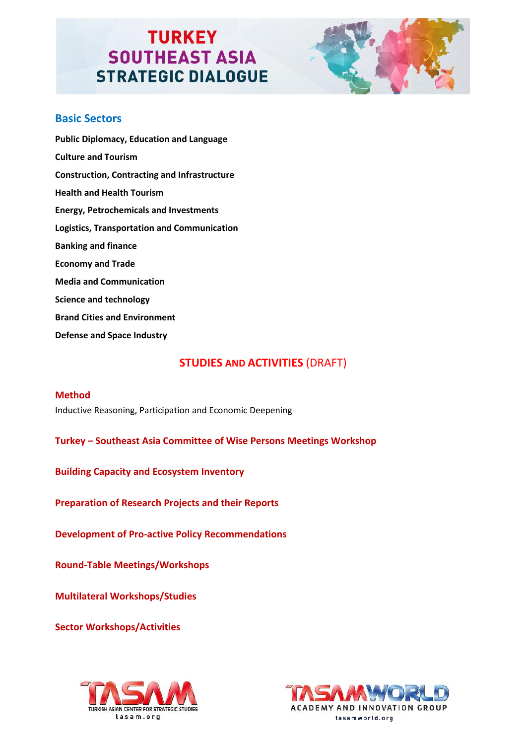## Basic Sectors

**Public Diplomacy, Education and Language**

**Culture and Tourism**

**Construction, Contracting and Infrastructure**

**Health and Health Tourism**

**Energy, Petrochemicals and Investments**

**Logistics, Transportation and Communication**

**Banking and finance**

**Economy and Trade**

**Media and Communication**

**Science and technology**

**Brand Cities and Environment**

**Defense and Space Industry**

## STUDIES AND ACTIVITIES (DRAFT)

### Method

Inductive Reasoning, Participation and Economic Deepening

### Turkey – Southeast Asia Committee of Wise Persons Meetings Workshop

### Building Capacity and Ecosystem Inventory

### Preparation of Research Projects and their Reports

### Development of Pro-active Policy Recommendations

### Round-Table Meetings/Workshops

### Multilateral Workshops/Studies

### Sector Workshops/Activities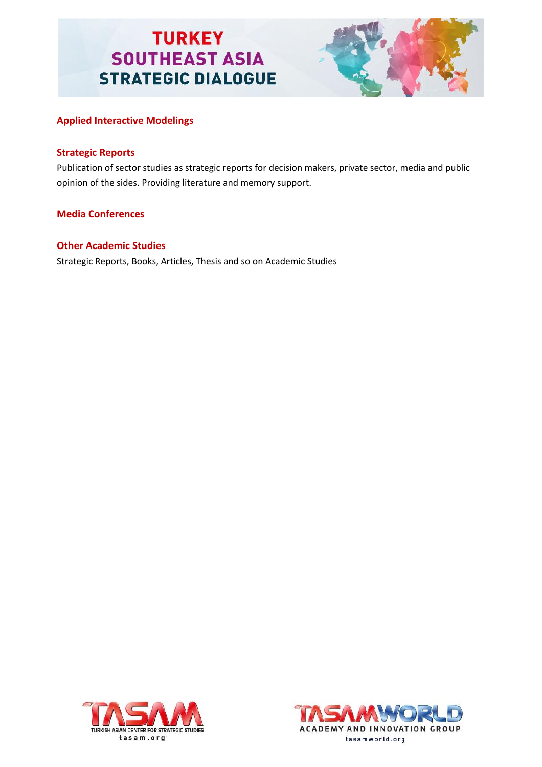### Applied Interactive Modelings

### Strategic Reports

Publication of sector studies as strategic reports for decision makers, private sector, media and public opinion of the sides. Providing literature and memory support.

### Media Conferences

### Other Academic Studies

Strategic Reports, Books, Articles, Thesis and so on Academic Studies